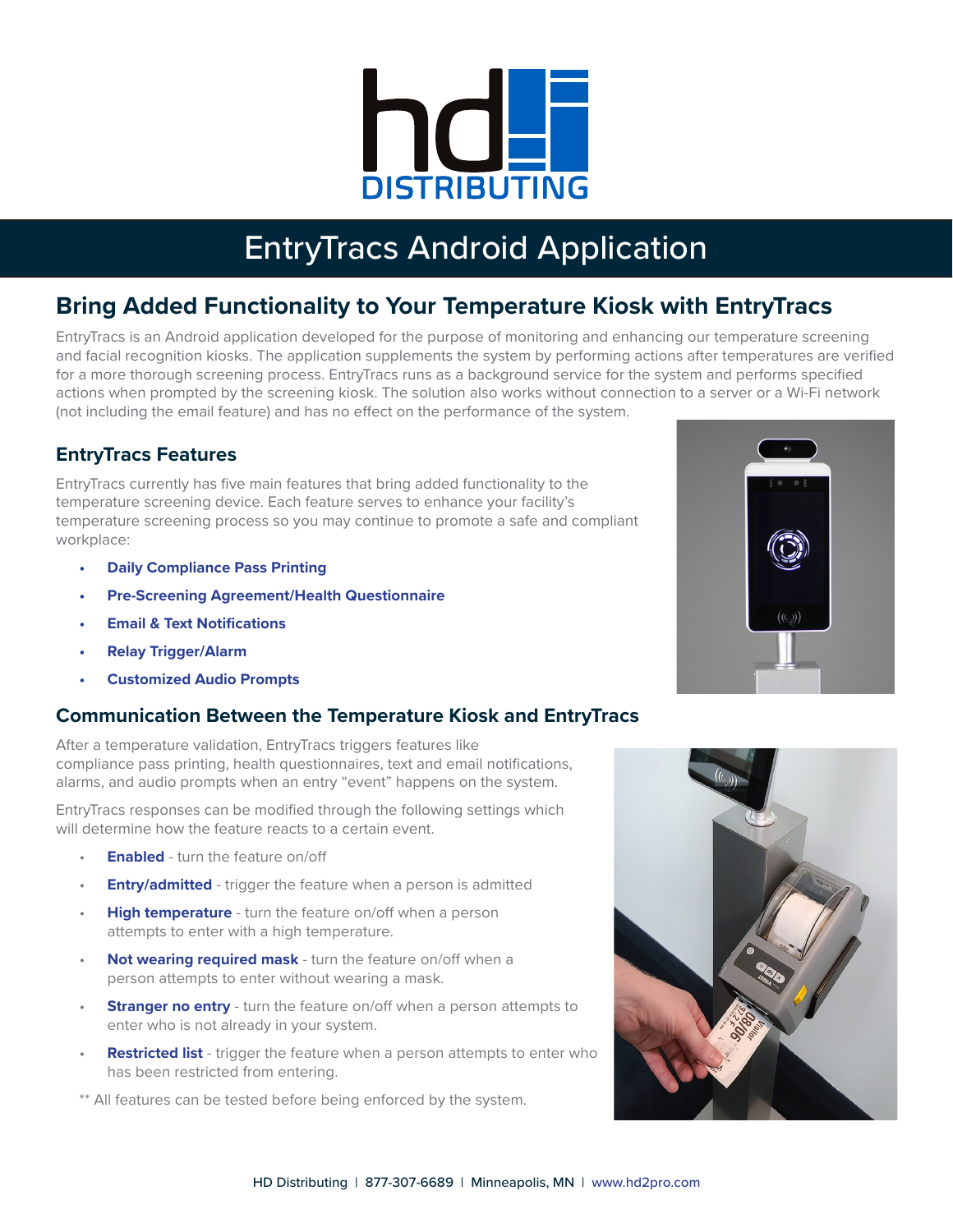# EntryTracs Android Application

## Bring Added Functionality to Your Temperature Kiosk with EntryTracs

EntryTracs is an Android application developed for the purpose of monitoring and enhancing our temperature screening and facial recognition kiosks. The application supplements the system by performing actions after temperatures are verified for a more thorough screening process. EntryTracs runs as a background service for the system and performs specified actions when prompted by the screening kiosk. The solution also works without connection to a server or a Wi-Fi network (not including the email feature) and has no effect on the performance of the system.

### EntryTracs Features

EntryTracs currently has five main features that bring added functionality to the temperature screening device. Each feature serves to enhance your facility's temperature screening process so you may continue to promote a safe and compliant workplace:

- **Daily Compliance Pass Printing**
- **Pre-Screening Agreement/Health Questionnaire**
- **Email & Text Notifications**
- **Relay Trigger/Alarm**
- **Customized Audio Prompts**

## Communication Between the Temperature Kiosk and EntryTracs

After a temperature validation, EntryTracs triggers features like compliance pass printing, health questionnaires, text and email notifications, alarms, and audio prompts when an entry "event" happens on the system.

EntryTracs responses can be modified through the following settings which will determine how the feature reacts to a certain event.

- **Enabled** - turn the feature on/off
- **Entry/admitted** - trigger the feature when a person is admitted
- **High temperature** - turn the feature on/off when a person attempts to enter with a high temperature.
- **Not wearing required mask** - turn the feature on/off when a person attempts to enter without wearing a mask.
- **Stranger no entry** - turn the feature on/off when a person attempts to enter who is not already in your system.
- **Restricted list** - trigger the feature when a person attempts to enter who has been restricted from entering.

** All features can be tested before being enforced by the system.

HD Distributing | 877-307-6689 | Minneapolis, MN | www.hd2pro.com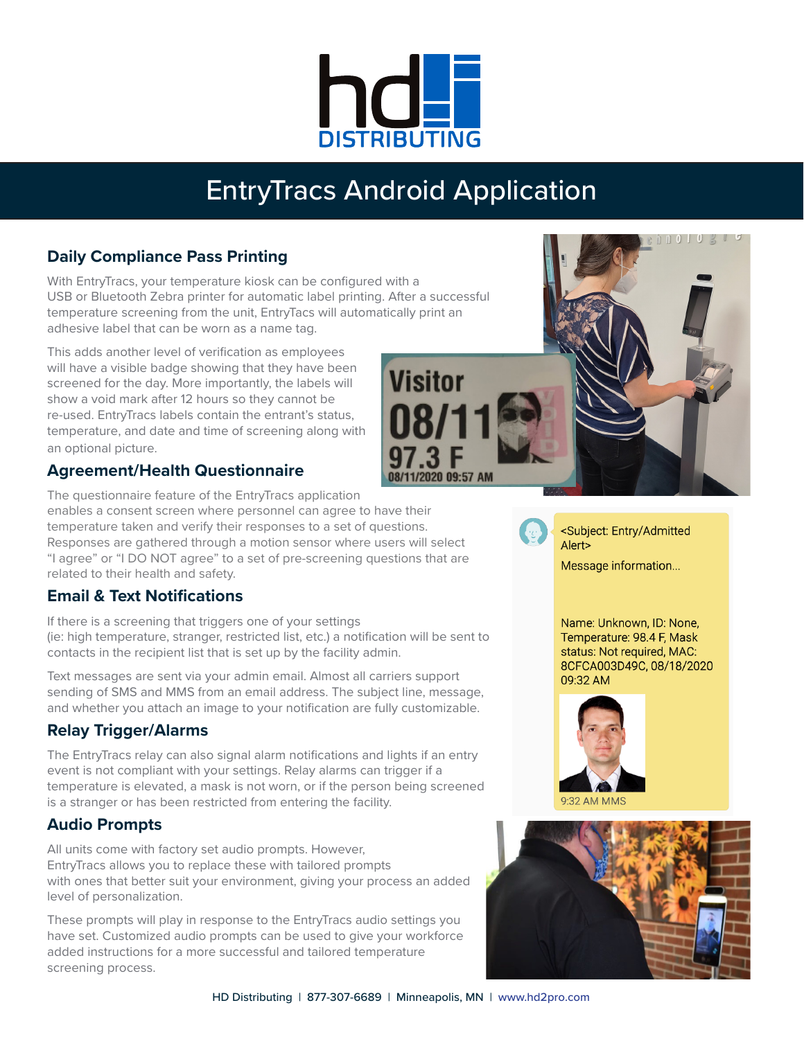# EntryTracs Android Application

## Daily Compliance Pass Printing

With EntryTracs, your temperature kiosk can be configured with a USB or Bluetooth Zebra printer for automatic label printing. After a successful temperature screening from the unit, EntryTacs will automatically print an adhesive label that can be worn as a name tag.

This adds another level of verification as employees will have a visible badge showing that they have been screened for the day. More importantly, the labels will show a void mark after 12 hours so they cannot be re-used. EntryTracs labels contain the entrant's status, temperature, and date and time of screening along with an optional picture.

## Agreement/Health Questionnaire

The questionnaire feature of the EntryTracs application enables a consent screen where personnel can agree to have their temperature taken and verify their responses to a set of questions. Responses are gathered through a motion sensor where users will select "I agree" or "I DO NOT agree" to a set of pre-screening questions that are related to their health and safety.

## Email & Text Notifications

If there is a screening that triggers one of your settings (ie: high temperature, stranger, restricted list, etc.) a notification will be sent to contacts in the recipient list that is set up by the facility admin.

Text messages are sent via your admin email. Almost all carriers support sending of SMS and MMS from an email address. The subject line, message, and whether you attach an image to your notification are fully customizable.

## Relay Trigger/Alarms

The EntryTracs relay can also signal alarm notifications and lights if an entry event is not compliant with your settings. Relay alarms can trigger if a temperature is elevated, a mask is not worn, or if the person being screened is a stranger or has been restricted from entering the facility.

## Audio Prompts

All units come with factory set audio prompts. However, EntryTracs allows you to replace these with tailored prompts with ones that better suit your environment, giving your process an added level of personalization.

These prompts will play in response to the EntryTracs audio settings you have set. Customized audio prompts can be used to give your workforce added instructions for a more successful and tailored temperature screening process.

HD Distributing | 877-307-6689 | Minneapolis, MN | www.hd2pro.com